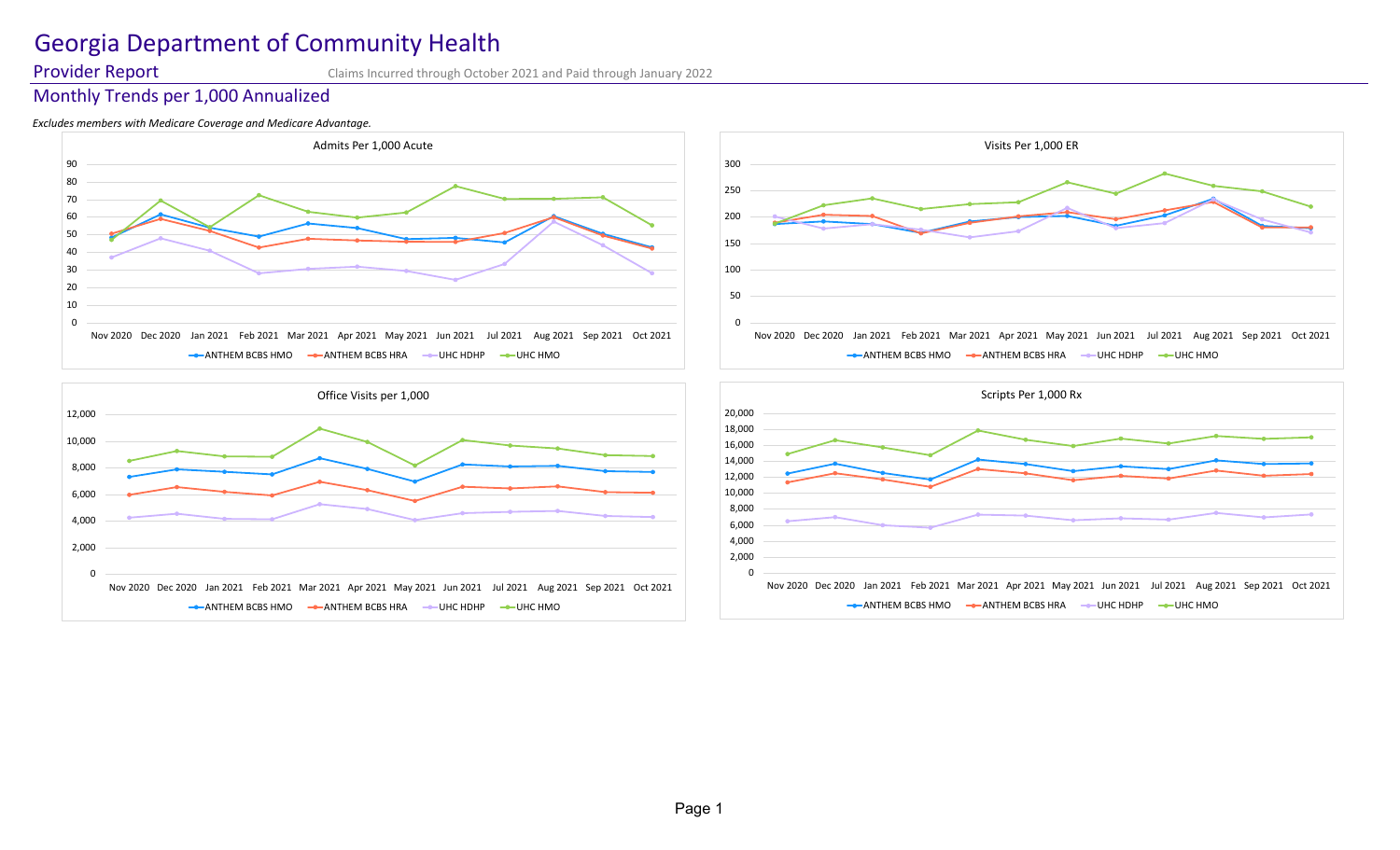# Georgia Department of Community Health

## Provider Report

Claims Incurred through October 2021 and Paid through January 2022

## Monthly Trends per 1,000 Annualized

*Excludes members with Medicare Coverage and Medicare Advantage.*

Admits Per 1,000 Acute

Visits Per 1,000 ER

Office Visits per 1,000

Scripts Per 1,000 Rx

Legend: ANTHEM BCBS HMO, ANTHEM BCBS HRA, UHC HDHP, UHC HMO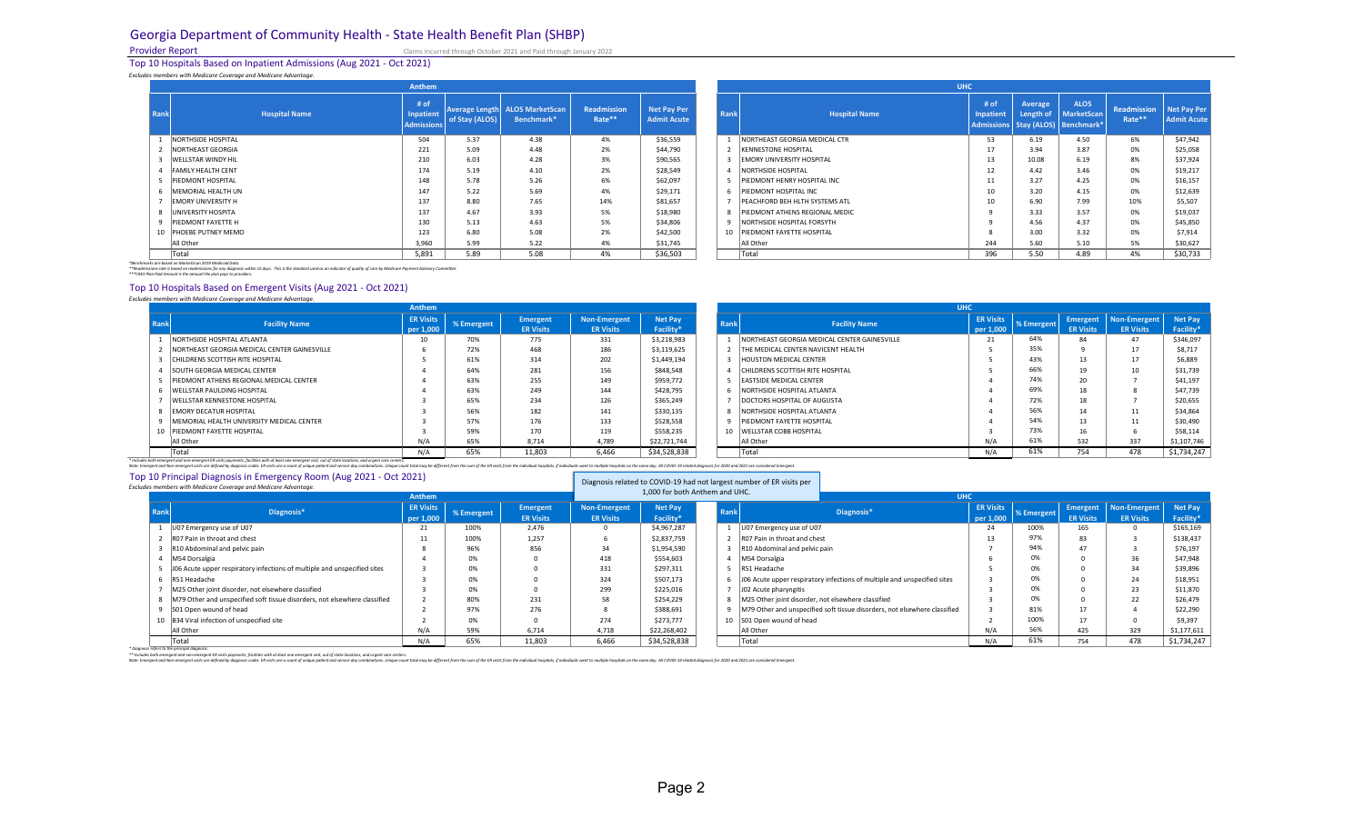# Georgia Department of Community Health - State Health Benefit Plan (SHBP)

**Provider Report** Claims Incurred through October 2021 and Paid through January 2022

## Top 10 Hospitals Based on Inpatient Admissions (Aug 2021 - Oct 2021)

*Excludes members with Medicare Coverage and Medicare Advantage.*

**Anthem**

| Rank | Hospital Name | # of Inpatient Admissions | Average Length of Stay (ALOS) | ALOS MarketScan Benchmark* | Readmission Rate** | Net Pay Per Admit Acute |
|---|---|---|---|---|---|---|
| 1 | NORTHSIDE HOSPITAL | 504 | 5.37 | 4.38 | 4% | $36,559 |
| 2 | NORTHEAST GEORGIA | 221 | 5.09 | 4.48 | 2% | $44,790 |
| 3 | WELLSTAR WINDY HIL | 210 | 6.03 | 4.28 | 3% | $90,565 |
| 4 | FAMILY HEALTH CENT | 174 | 5.19 | 4.10 | 2% | $28,549 |
| 5 | PIEDMONT HOSPITAL | 148 | 5.78 | 5.26 | 6% | $62,097 |
| 6 | MEMORIAL HEALTH UN | 147 | 5.22 | 5.69 | 4% | $29,171 |
| 7 | EMORY UNIVERSITY H | 137 | 8.80 | 7.65 | 14% | $81,657 |
| 8 | UNIVERSITY HOSPITA | 137 | 4.67 | 3.93 | 5% | $18,980 |
| 9 | PIEDMONT FAYETTE H | 130 | 5.13 | 4.63 | 5% | $34,806 |
| 10 | PHOEBE PUTNEY MEMO | 123 | 6.80 | 5.08 | 2% | $42,500 |
| | All Other | 3,960 | 5.99 | 5.22 | 4% | $31,745 |
| | Total | 5,891 | 5.89 | 5.08 | 4% | $36,503 |

**UHC**

| Rank | Hospital Name | # of Inpatient Admissions | Average Length of Stay (ALOS) | ALOS MarketScan Benchmark* | Readmission Rate** | Net Pay Per Admit Acute |
|---|---|---|---|---|---|---|
| 1 | NORTHEAST GEORGIA MEDICAL CTR | 53 | 6.19 | 4.50 | 6% | $47,942 |
| 2 | KENNESTONE HOSPITAL | 17 | 3.94 | 3.87 | 0% | $25,058 |
| 3 | EMORY UNIVERSITY HOSPITAL | 13 | 10.08 | 6.19 | 8% | $37,924 |
| 4 | NORTHSIDE HOSPITAL | 12 | 4.42 | 3.46 | 0% | $19,217 |
| 5 | PIEDMONT HENRY HOSPITAL INC | 11 | 3.27 | 4.25 | 0% | $16,157 |
| 6 | PIEDMONT HOSPITAL INC | 10 | 3.20 | 4.15 | 0% | $12,639 |
| 7 | PEACHFORD BEH HLTH SYSTEMS ATL | 10 | 6.90 | 7.99 | 10% | $5,507 |
| 8 | PIEDMONT ATHENS REGIONAL MEDIC | 9 | 3.33 | 3.57 | 0% | $19,037 |
| 9 | NORTHSIDE HOSPITAL FORSYTH | 9 | 4.56 | 4.37 | 0% | $45,850 |
| 10 | PIEDMONT FAYETTE HOSPITAL | 8 | 3.00 | 3.32 | 0% | $7,914 |
| | All Other | 244 | 5.60 | 5.10 | 5% | $30,627 |
| | Total | 396 | 5.50 | 4.89 | 4% | $30,733 |

*Benchmarks are based on MarketScan 2019 Medicaid Data.
**Readmissions rate is based on readmissions for any diagnosis within 15 days. This is the standard used as an indicator of quality of care by Medicare Payment Advisory Committee.
***SHBP Plan Paid Amount is the amount the plan pays to providers.

## Top 10 Hospitals Based on Emergent Visits (Aug 2021 - Oct 2021)

*Excludes members with Medicare Coverage and Medicare Advantage.*

**Anthem**

| Rank | Facility Name | ER Visits per 1,000 | % Emergent | Emergent ER Visits | Non-Emergent ER Visits | Net Pay Facility* |
|---|---|---|---|---|---|---|
| 1 | NORTHSIDE HOSPITAL ATLANTA | 10 | 70% | 775 | 331 | $3,218,983 |
| 2 | NORTHEAST GEORGIA MEDICAL CENTER GAINESVILLE | 6 | 72% | 468 | 186 | $3,119,625 |
| 3 | CHILDRENS SCOTTISH RITE HOSPITAL | 5 | 61% | 314 | 202 | $1,449,194 |
| 4 | SOUTH GEORGIA MEDICAL CENTER | 4 | 64% | 281 | 156 | $848,548 |
| 5 | PIEDMONT ATHENS REGIONAL MEDICAL CENTER | 4 | 63% | 255 | 149 | $959,772 |
| 6 | WELLSTAR PAULDING HOSPITAL | 4 | 63% | 249 | 144 | $428,795 |
| 7 | WELLSTAR KENNESTONE HOSPITAL | 3 | 65% | 234 | 126 | $365,249 |
| 8 | EMORY DECATUR HOSPITAL | 3 | 56% | 182 | 141 | $330,135 |
| 9 | MEMORIAL HEALTH UNIVERSITY MEDICAL CENTER | 3 | 57% | 176 | 133 | $528,558 |
| 10 | PIEDMONT FAYETTE HOSPITAL | 3 | 59% | 170 | 119 | $558,235 |
| | All Other | N/A | 65% | 8,714 | 4,789 | $22,721,744 |
| | Total | N/A | 65% | 11,803 | 6,466 | $34,528,838 |

**UHC**

| Rank | Facility Name | ER Visits per 1,000 | % Emergent | Emergent ER Visits | Non-Emergent ER Visits | Net Pay Facility* |
|---|---|---|---|---|---|---|
| 1 | NORTHEAST GEORGIA MEDICAL CENTER GAINESVILLE | 21 | 64% | 84 | 47 | $346,097 |
| 2 | THE MEDICAL CENTER NAVICENT HEALTH | 5 | 35% | 9 | 17 | $8,717 |
| 3 | HOUSTON MEDICAL CENTER | 5 | 43% | 13 | 17 | $6,889 |
| 4 | CHILDRENS SCOTTISH RITE HOSPITAL | 5 | 66% | 19 | 10 | $31,739 |
| 5 | EASTSIDE MEDICAL CENTER | 4 | 74% | 20 | 7 | $41,197 |
| 6 | NORTHSIDE HOSPITAL ATLANTA | 4 | 69% | 18 | 8 | $47,739 |
| 7 | DOCTORS HOSPITAL OF AUGUSTA | 4 | 72% | 18 | 7 | $20,655 |
| 8 | NORTHSIDE HOSPITAL ATLANTA | 4 | 56% | 14 | 11 | $34,864 |
| 9 | PIEDMONT FAYETTE HOSPITAL | 4 | 54% | 13 | 11 | $30,490 |
| 10 | WELLSTAR COBB HOSPITAL | 3 | 73% | 16 | 6 | $58,114 |
| | All Other | N/A | 61% | 532 | 337 | $1,107,746 |
| | Total | N/A | 61% | 754 | 478 | $1,734,247 |

* Includes both emergent and non-emergent ER visits payments, facilities with at least one emergent visit, out of state locations, and urgent care centers.
Note: Emergent and Non-emergent visits are defined by diagnosis codes. ER visits are a count of unique patient and service day combinations. Unique count total may be different from the sum of the ER visits from the individual hospitals, if individuals went to multiple hospitals on the same day. All COVID-19 related diagnosis for 2020 and 2021 are considered Emergent.

## Top 10 Principal Diagnosis in Emergency Room (Aug 2021 - Oct 2021)

*Excludes members with Medicare Coverage and Medicare Advantage.*

Diagnosis related to COVID-19 had not largest number of ER visits per 1,000 for both Anthem and UHC.

**Anthem**

| Rank | Diagnosis* | ER Visits per 1,000 | % Emergent | Emergent ER Visits | Non-Emergent ER Visits | Net Pay Facility* |
|---|---|---|---|---|---|---|
| 1 | U07 Emergency use of U07 | 21 | 100% | 2,476 | 0 | $4,967,287 |
| 2 | R07 Pain in throat and chest | 11 | 100% | 1,257 | 6 | $2,837,759 |
| 3 | R10 Abdominal and pelvic pain | 8 | 96% | 856 | 34 | $1,954,590 |
| 4 | M54 Dorsalgia | 4 | 0% | 0 | 418 | $554,603 |
| 5 | J06 Acute upper respiratory infections of multiple and unspecified sites | 3 | 0% | 0 | 331 | $297,311 |
| 6 | R51 Headache | 3 | 0% | 0 | 324 | $507,173 |
| 7 | M25 Other joint disorder, not elsewhere classified | 3 | 0% | 0 | 299 | $225,016 |
| 8 | M79 Other and unspecified soft tissue disorders, not elsewhere classified | 2 | 80% | 231 | 58 | $254,229 |
| 9 | S01 Open wound of head | 2 | 97% | 276 | 8 | $388,691 |
| 10 | B34 Viral infection of unspecified site | 2 | 0% | 0 | 274 | $273,777 |
| | All Other | N/A | 59% | 6,714 | 4,718 | $22,268,402 |
| | Total | N/A | 65% | 11,803 | 6,466 | $34,528,838 |

**UHC**

| Rank | Diagnosis* | ER Visits per 1,000 | % Emergent | Emergent ER Visits | Non-Emergent ER Visits | Net Pay Facility* |
|---|---|---|---|---|---|---|
| 1 | U07 Emergency use of U07 | 24 | 100% | 165 | 0 | $165,169 |
| 2 | R07 Pain in throat and chest | 13 | 97% | 83 | 3 | $138,437 |
| 3 | R10 Abdominal and pelvic pain | 7 | 94% | 47 | 3 | $76,197 |
| 4 | M54 Dorsalgia | 6 | 0% | 0 | 36 | $47,948 |
| 5 | R51 Headache | 5 | 0% | 0 | 34 | $39,896 |
| 6 | J06 Acute upper respiratory infections of multiple and unspecified sites | 3 | 0% | 0 | 24 | $18,951 |
| 7 | J02 Acute pharyngitis | 3 | 0% | 0 | 23 | $11,870 |
| 8 | M25 Other joint disorder, not elsewhere classified | 3 | 0% | 0 | 22 | $26,479 |
| 9 | M79 Other and unspecified soft tissue disorders, not elsewhere classified | 3 | 81% | 17 | 4 | $22,290 |
| 10 | S01 Open wound of head | 2 | 100% | 17 | 0 | $9,397 |
| | All Other | N/A | 56% | 425 | 329 | $1,177,611 |
| | Total | N/A | 61% | 754 | 478 | $1,734,247 |

* Diagnosis refers to the principal diagnosis.
** Includes both emergent and non-emergent ER visits payments, facilities with at least one emergent visit, out of state locations, and urgent care centers.
Note: Emergent and Non-emergent visits are defined by diagnosis codes. ER visits are a count of unique patient and service day combinations. Unique count total may be different from the sum of the ER visits from the individual hospitals, if individuals went to multiple hospitals on the same day. All COVID-19 related diagnosis for 2020 and 2021 are considered Emergent.